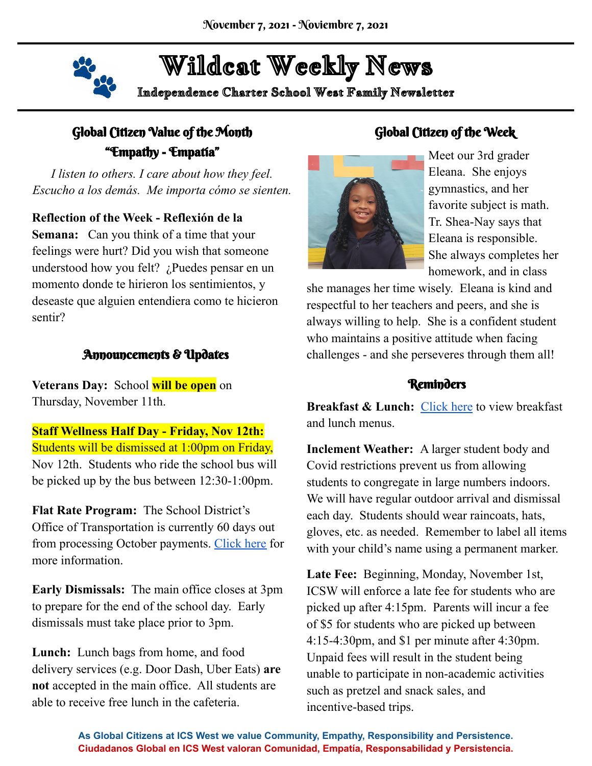November 7, 2021 - Noviembre 7, 2021

# Wildcat Weekly News

**Independence Charter School West Family Newsletter**

## Global Citizen Value of the Month
## "Empathy - Empatía"

*I listen to others. I care about how they feel.*
*Escucho a los demás. Me importa cómo se sienten.*

**Reflection of the Week - Reflexión de la Semana:** Can you think of a time that your feelings were hurt? Did you wish that someone understood how you felt? ¿Puedes pensar en un momento donde te hirieron los sentimientos, y deseaste que alguien entendiera como te hicieron sentir?

## Announcements & Updates

**Veterans Day:** School **will be open** on Thursday, November 11th.

**Staff Wellness Half Day - Friday, Nov 12th:** Students will be dismissed at 1:00pm on Friday, Nov 12th. Students who ride the school bus will be picked up by the bus between 12:30-1:00pm.

**Flat Rate Program:** The School District's Office of Transportation is currently 60 days out from processing October payments. Click here for more information.

**Early Dismissals:** The main office closes at 3pm to prepare for the end of the school day. Early dismissals must take place prior to 3pm.

**Lunch:** Lunch bags from home, and food delivery services (e.g. Door Dash, Uber Eats) **are not** accepted in the main office. All students are able to receive free lunch in the cafeteria.

## Global Citizen of the Week

Meet our 3rd grader Eleana. She enjoys gymnastics, and her favorite subject is math. Tr. Shea-Nay says that Eleana is responsible. She always completes her homework, and in class she manages her time wisely. Eleana is kind and respectful to her teachers and peers, and she is always willing to help. She is a confident student who maintains a positive attitude when facing challenges - and she perseveres through them all!

## Reminders

**Breakfast & Lunch:** Click here to view breakfast and lunch menus.

**Inclement Weather:** A larger student body and Covid restrictions prevent us from allowing students to congregate in large numbers indoors. We will have regular outdoor arrival and dismissal each day. Students should wear raincoats, hats, gloves, etc. as needed. Remember to label all items with your child's name using a permanent marker.

**Late Fee:** Beginning, Monday, November 1st, ICSW will enforce a late fee for students who are picked up after 4:15pm. Parents will incur a fee of $5 for students who are picked up between 4:15-4:30pm, and $1 per minute after 4:30pm. Unpaid fees will result in the student being unable to participate in non-academic activities such as pretzel and snack sales, and incentive-based trips.

**As Global Citizens at ICS West we value Community, Empathy, Responsibility and Persistence.**
**Ciudadanos Global en ICS West valoran Comunidad, Empatía, Responsabilidad y Persistencia.**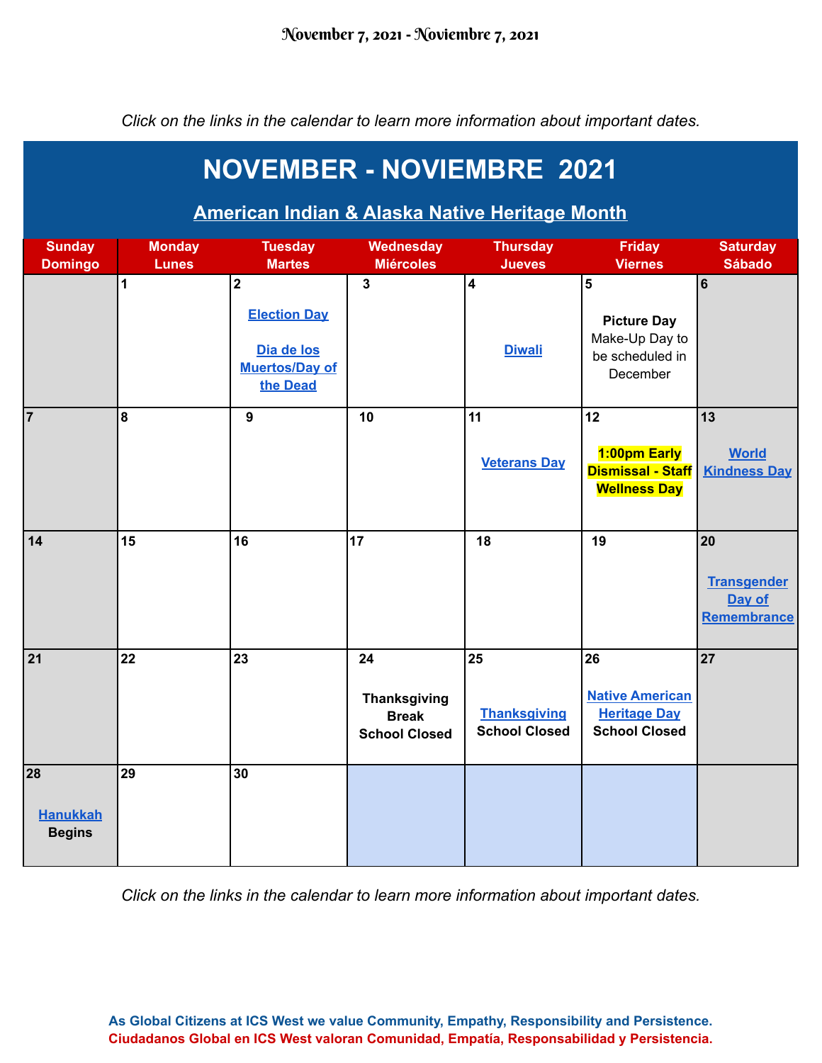November 7, 2021 - Noviembre 7, 2021

*Click on the links in the calendar to learn more information about important dates.*

# NOVEMBER - NOVIEMBRE 2021

## American Indian & Alaska Native Heritage Month

| Sunday Domingo | Monday Lunes | Tuesday Martes | Wednesday Miércoles | Thursday Jueves | Friday Viernes | Saturday Sábado |
|---|---|---|---|---|---|---|
| | 1 | 2 Election Day Dia de los Muertos/Day of the Dead | 3 | 4 Diwali | 5 **Picture Day** Make-Up Day to be scheduled in December | 6 |
| 7 | 8 | 9 | 10 | 11 Veterans Day | 12 **1:00pm Early Dismissal - Staff Wellness Day** | 13 World Kindness Day |
| 14 | 15 | 16 | 17 | 18 | 19 | 20 Transgender Day of Remembrance |
| 21 | 22 | 23 | 24 **Thanksgiving Break School Closed** | 25 Thanksgiving **School Closed** | 26 Native American Heritage Day **School Closed** | 27 |
| 28 Hanukkah **Begins** | 29 | 30 | | | | |

*Click on the links in the calendar to learn more information about important dates.*

**As Global Citizens at ICS West we value Community, Empathy, Responsibility and Persistence.**
**Ciudadanos Global en ICS West valoran Comunidad, Empatía, Responsabilidad y Persistencia.**